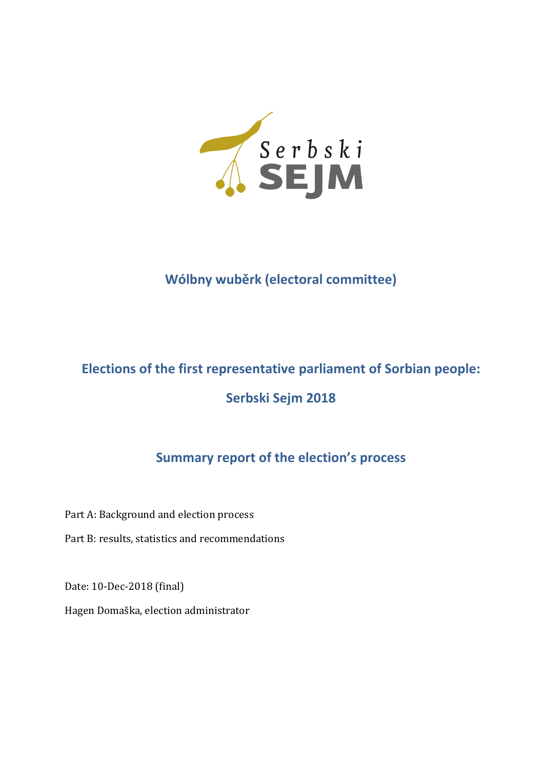Serbski SEJM

## Wólbny wuběrk (electoral committee)

# Elections of the first representative parliament of Sorbian people: Serbski Sejm 2018

## Summary report of the election's process

Part A: Background and election process

Part B: results, statistics and recommendations

Date: 10-Dec-2018 (final)

Hagen Domaška, election administrator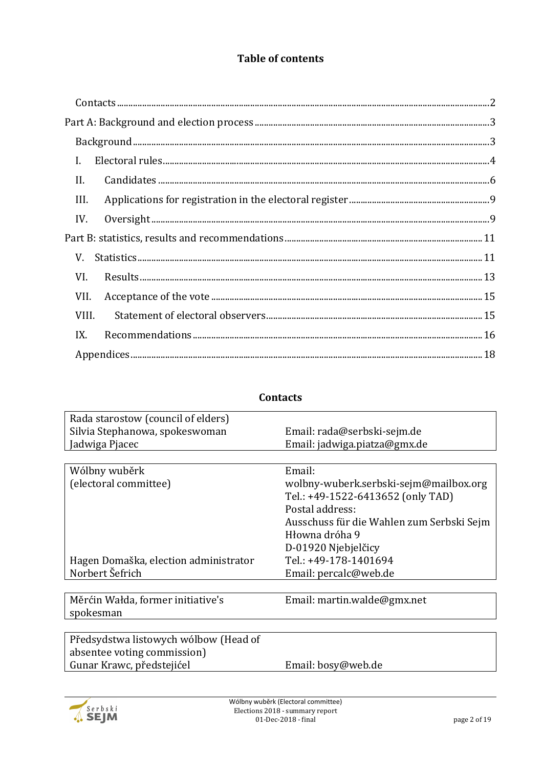## Table of contents

Contents .......... 2
Part A: Background and election process .......... 3
Background .......... 3
I. Electoral rules .......... 4
II. Candidates .......... 6
III. Applications for registration in the electoral register .......... 9
IV. Oversight .......... 9
Part B: statistics, results and recommendations .......... 11
V. Statistics .......... 11
VI. Results .......... 13
VII. Acceptance of the vote .......... 15
VIII. Statement of electoral observers .......... 15
IX. Recommendations .......... 16
Appendices .......... 18

## Contacts

| | |
|---|---|
| Rada starostow (council of elders) | |
| Silvia Stephanowa, spokeswoman | Email: rada@serbski-sejm.de |
| Jadwiga Pjacec | Email: jadwiga.piatza@gmx.de |

| | |
|---|---|
| Wólbny wuběrk (electoral committee) | Email: wolbny-wuberk.serbski-sejm@mailbox.org<br>Tel.: +49-1522-6413652 (only TAD)<br>Postal address:<br>Ausschuss für die Wahlen zum Serbski Sejm<br>Hłowna dróha 9<br>D-01920 Njebjelčicy |
| Hagen Domaška, election administrator | Tel.: +49-178-1401694 |
| Norbert Šefrich | Email: percalc@web.de |

| | |
|---|---|
| Měrćin Wałda, former initiative's spokesman | Email: martin.walde@gmx.net |

| | |
|---|---|
| Předsydstwa listowych wólbow (Head of absentee voting commission) | |
| Gunar Krawc, předstejićel | Email: bosy@web.de |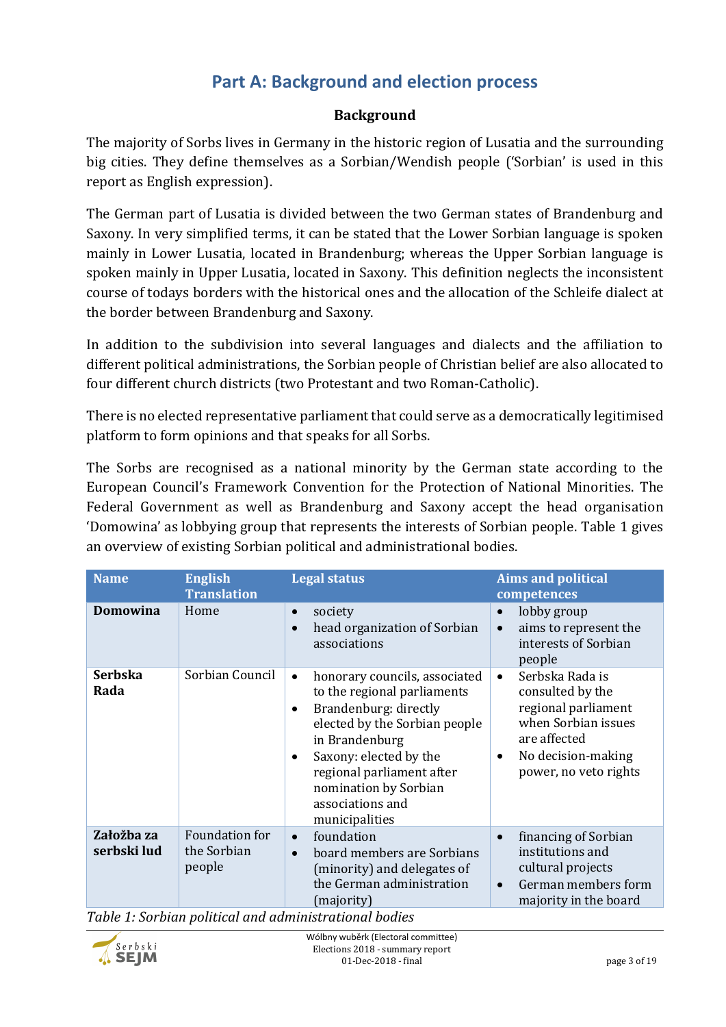# Part A: Background and election process

## Background

The majority of Sorbs lives in Germany in the historic region of Lusatia and the surrounding big cities. They define themselves as a Sorbian/Wendish people ('Sorbian' is used in this report as English expression).

The German part of Lusatia is divided between the two German states of Brandenburg and Saxony. In very simplified terms, it can be stated that the Lower Sorbian language is spoken mainly in Lower Lusatia, located in Brandenburg; whereas the Upper Sorbian language is spoken mainly in Upper Lusatia, located in Saxony. This definition neglects the inconsistent course of todays borders with the historical ones and the allocation of the Schleife dialect at the border between Brandenburg and Saxony.

In addition to the subdivision into several languages and dialects and the affiliation to different political administrations, the Sorbian people of Christian belief are also allocated to four different church districts (two Protestant and two Roman-Catholic).

There is no elected representative parliament that could serve as a democratically legitimised platform to form opinions and that speaks for all Sorbs.

The Sorbs are recognised as a national minority by the German state according to the European Council's Framework Convention for the Protection of National Minorities. The Federal Government as well as Brandenburg and Saxony accept the head organisation 'Domowina' as lobbying group that represents the interests of Sorbian people. Table 1 gives an overview of existing Sorbian political and administrational bodies.

| Name | English Translation | Legal status | Aims and political competences |
|---|---|---|---|
| **Domowina** | Home | • society<br>• head organization of Sorbian associations | • lobby group<br>• aims to represent the interests of Sorbian people |
| **Serbska Rada** | Sorbian Council | • honorary councils, associated to the regional parliaments<br>• Brandenburg: directly elected by the Sorbian people in Brandenburg<br>• Saxony: elected by the regional parliament after nomination by Sorbian associations and municipalities | • Serbska Rada is consulted by the regional parliament when Sorbian issues are affected<br>• No decision-making power, no veto rights |
| **Załožba za serbski lud** | Foundation for the Sorbian people | • foundation<br>• board members are Sorbians (minority) and delegates of the German administration (majority) | • financing of Sorbian institutions and cultural projects<br>• German members form majority in the board |

*Table 1: Sorbian political and administrational bodies*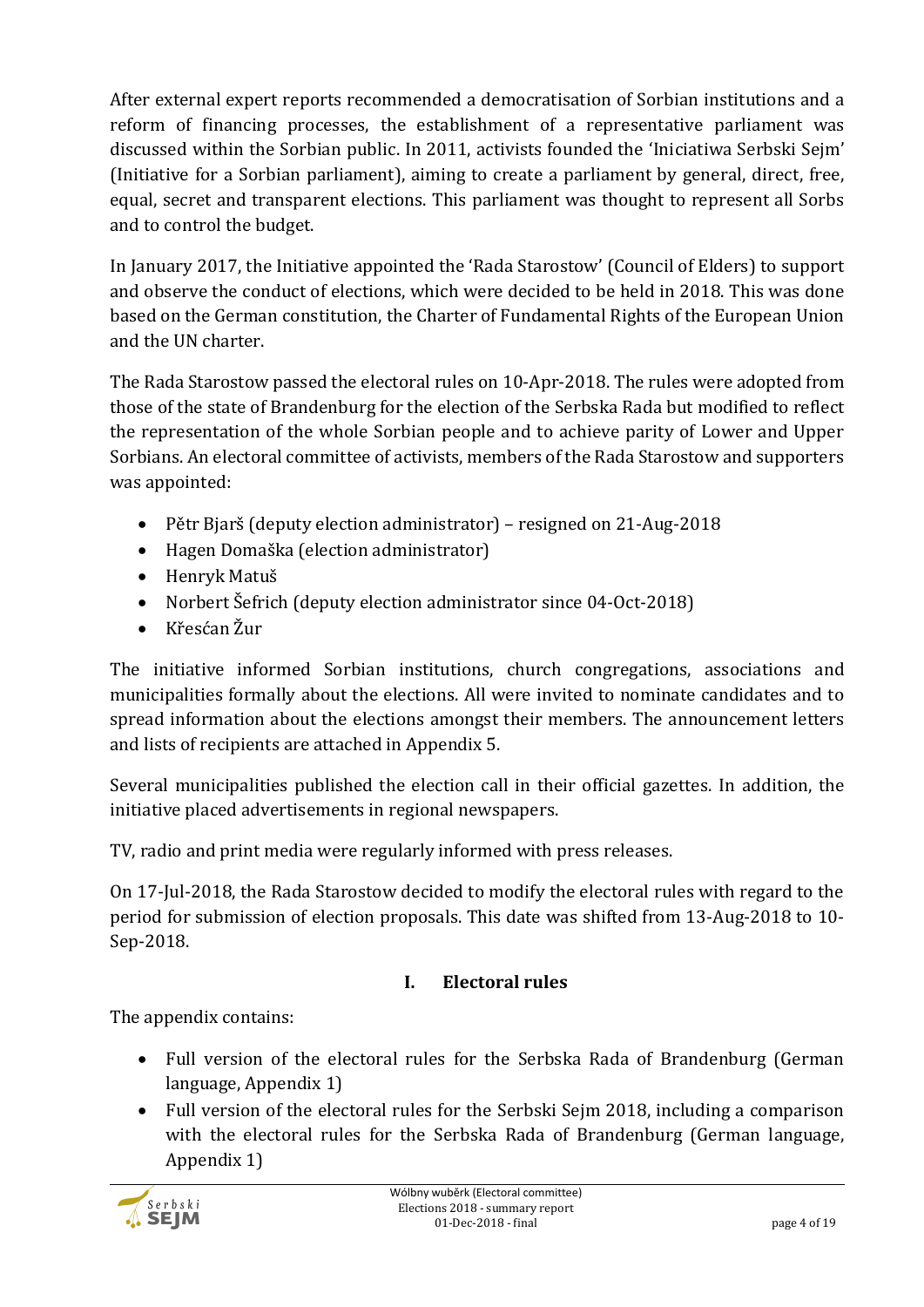After external expert reports recommended a democratisation of Sorbian institutions and a reform of financing processes, the establishment of a representative parliament was discussed within the Sorbian public. In 2011, activists founded the 'Iniciatiwa Serbski Sejm' (Initiative for a Sorbian parliament), aiming to create a parliament by general, direct, free, equal, secret and transparent elections. This parliament was thought to represent all Sorbs and to control the budget.

In January 2017, the Initiative appointed the 'Rada Starostow' (Council of Elders) to support and observe the conduct of elections, which were decided to be held in 2018. This was done based on the German constitution, the Charter of Fundamental Rights of the European Union and the UN charter.

The Rada Starostow passed the electoral rules on 10-Apr-2018. The rules were adopted from those of the state of Brandenburg for the election of the Serbska Rada but modified to reflect the representation of the whole Sorbian people and to achieve parity of Lower and Upper Sorbians. An electoral committee of activists, members of the Rada Starostow and supporters was appointed:

- Pětr Bjarš (deputy election administrator) – resigned on 21-Aug-2018
- Hagen Domaška (election administrator)
- Henryk Matuš
- Norbert Šefrich (deputy election administrator since 04-Oct-2018)
- Křesćan Žur

The initiative informed Sorbian institutions, church congregations, associations and municipalities formally about the elections. All were invited to nominate candidates and to spread information about the elections amongst their members. The announcement letters and lists of recipients are attached in Appendix 5.

Several municipalities published the election call in their official gazettes. In addition, the initiative placed advertisements in regional newspapers.

TV, radio and print media were regularly informed with press releases.

On 17-Jul-2018, the Rada Starostow decided to modify the electoral rules with regard to the period for submission of election proposals. This date was shifted from 13-Aug-2018 to 10-Sep-2018.

## I. Electoral rules

The appendix contains:

- Full version of the electoral rules for the Serbska Rada of Brandenburg (German language, Appendix 1)
- Full version of the electoral rules for the Serbski Sejm 2018, including a comparison with the electoral rules for the Serbska Rada of Brandenburg (German language, Appendix 1)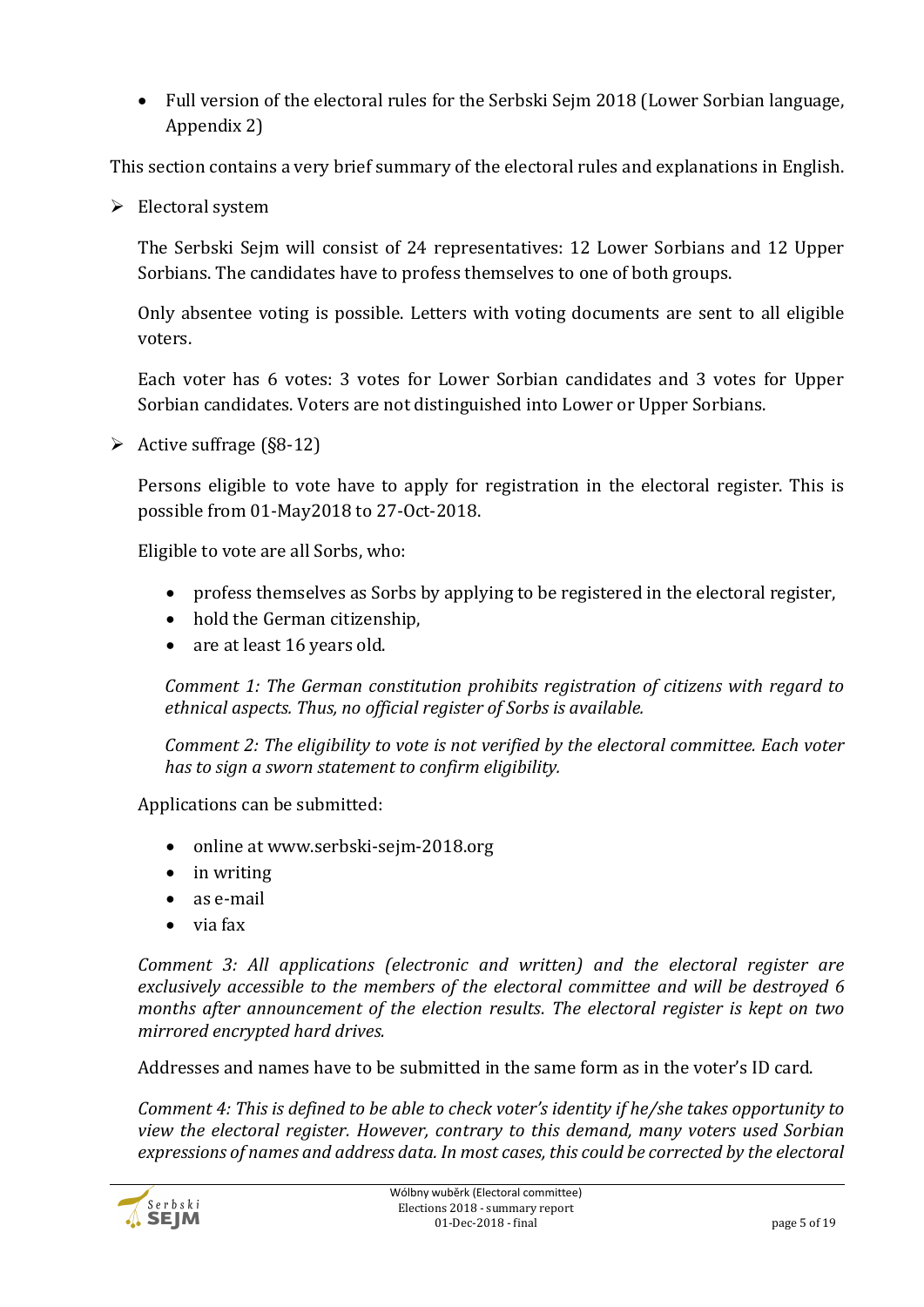- Full version of the electoral rules for the Serbski Sejm 2018 (Lower Sorbian language, Appendix 2)

This section contains a very brief summary of the electoral rules and explanations in English.

- Electoral system

  The Serbski Sejm will consist of 24 representatives: 12 Lower Sorbians and 12 Upper Sorbians. The candidates have to profess themselves to one of both groups.

  Only absentee voting is possible. Letters with voting documents are sent to all eligible voters.

  Each voter has 6 votes: 3 votes for Lower Sorbian candidates and 3 votes for Upper Sorbian candidates. Voters are not distinguished into Lower or Upper Sorbians.

- Active suffrage (§8-12)

  Persons eligible to vote have to apply for registration in the electoral register. This is possible from 01-May2018 to 27-Oct-2018.

  Eligible to vote are all Sorbs, who:

  - profess themselves as Sorbs by applying to be registered in the electoral register,
  - hold the German citizenship,
  - are at least 16 years old.

  *Comment 1: The German constitution prohibits registration of citizens with regard to ethnical aspects. Thus, no official register of Sorbs is available.*

  *Comment 2: The eligibility to vote is not verified by the electoral committee. Each voter has to sign a sworn statement to confirm eligibility.*

  Applications can be submitted:

  - online at www.serbski-sejm-2018.org
  - in writing
  - as e-mail
  - via fax

  *Comment 3: All applications (electronic and written) and the electoral register are exclusively accessible to the members of the electoral committee and will be destroyed 6 months after announcement of the election results. The electoral register is kept on two mirrored encrypted hard drives.*

  Addresses and names have to be submitted in the same form as in the voter's ID card.

  *Comment 4: This is defined to be able to check voter's identity if he/she takes opportunity to view the electoral register. However, contrary to this demand, many voters used Sorbian expressions of names and address data. In most cases, this could be corrected by the electoral*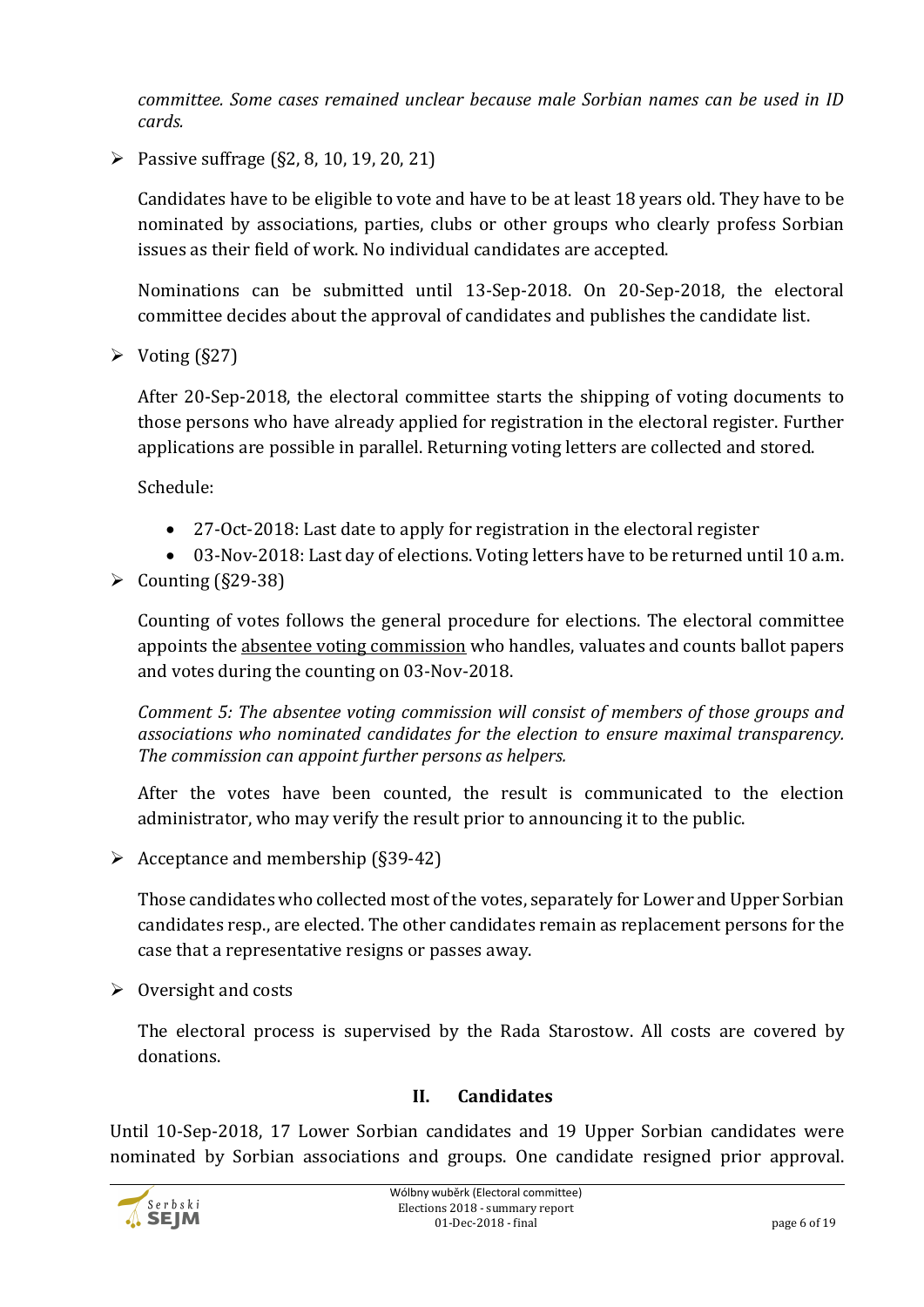*committee. Some cases remained unclear because male Sorbian names can be used in ID cards.*

- Passive suffrage (§2, 8, 10, 19, 20, 21)

  Candidates have to be eligible to vote and have to be at least 18 years old. They have to be nominated by associations, parties, clubs or other groups who clearly profess Sorbian issues as their field of work. No individual candidates are accepted.

  Nominations can be submitted until 13-Sep-2018. On 20-Sep-2018, the electoral committee decides about the approval of candidates and publishes the candidate list.

- Voting (§27)

  After 20-Sep-2018, the electoral committee starts the shipping of voting documents to those persons who have already applied for registration in the electoral register. Further applications are possible in parallel. Returning voting letters are collected and stored.

  Schedule:

  - 27-Oct-2018: Last date to apply for registration in the electoral register
  - 03-Nov-2018: Last day of elections. Voting letters have to be returned until 10 a.m.

- Counting (§29-38)

  Counting of votes follows the general procedure for elections. The electoral committee appoints the absentee voting commission who handles, valuates and counts ballot papers and votes during the counting on 03-Nov-2018.

  *Comment 5: The absentee voting commission will consist of members of those groups and associations who nominated candidates for the election to ensure maximal transparency. The commission can appoint further persons as helpers.*

  After the votes have been counted, the result is communicated to the election administrator, who may verify the result prior to announcing it to the public.

- Acceptance and membership (§39-42)

  Those candidates who collected most of the votes, separately for Lower and Upper Sorbian candidates resp., are elected. The other candidates remain as replacement persons for the case that a representative resigns or passes away.

- Oversight and costs

  The electoral process is supervised by the Rada Starostow. All costs are covered by donations.

## II. Candidates

Until 10-Sep-2018, 17 Lower Sorbian candidates and 19 Upper Sorbian candidates were nominated by Sorbian associations and groups. One candidate resigned prior approval.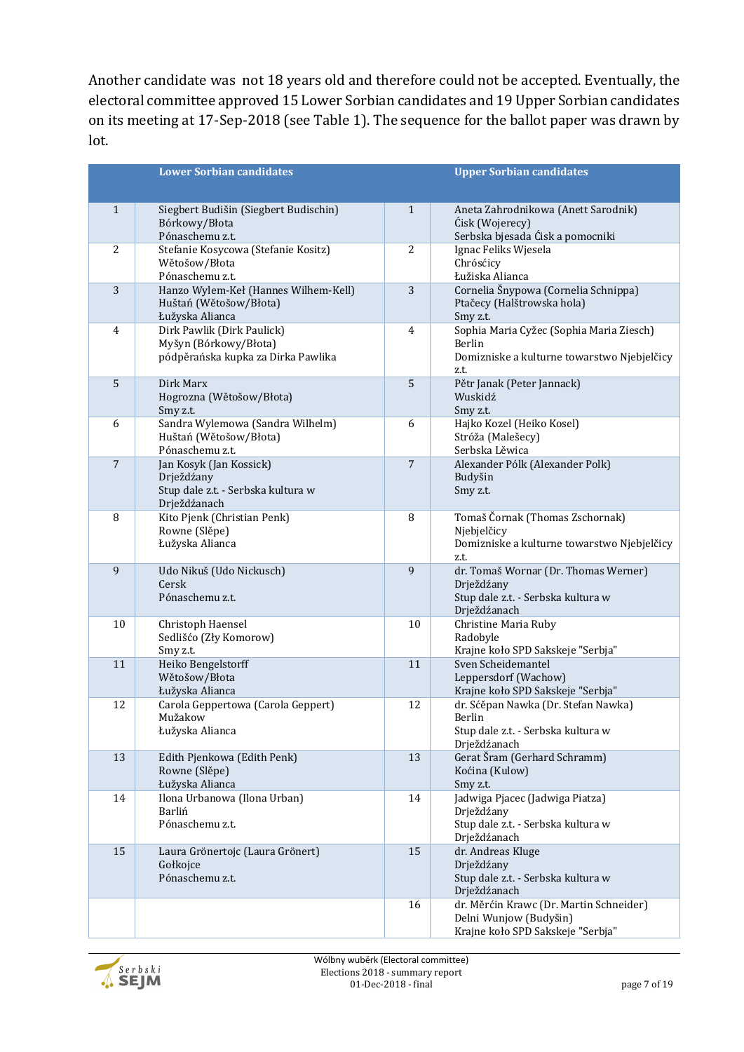Another candidate was not 18 years old and therefore could not be accepted. Eventually, the electoral committee approved 15 Lower Sorbian candidates and 19 Upper Sorbian candidates on its meeting at 17-Sep-2018 (see Table 1). The sequence for the ballot paper was drawn by lot.

| | Lower Sorbian candidates | | Upper Sorbian candidates |
|---|---|---|---|
| 1 | Siegbert Budišin (Siegbert Budischin)<br>Bórkowy/Błota<br>Pónaschemu z.t. | 1 | Aneta Zahrodnikowa (Anett Sarodnik)<br>Ćisk (Wojerecy)<br>Serbska bjesada Ćisk a pomocniki |
| 2 | Stefanie Kosycowa (Stefanie Kositz)<br>Wětošow/Błota<br>Pónaschemu z.t. | 2 | Ignac Feliks Wjesela<br>Chrósćicy<br>Łužiska Alianca |
| 3 | Hanzo Wylem-Kel (Hannes Wilhem-Kell)<br>Huštań (Wětošow/Błota)<br>Łužyska Alianca | 3 | Cornelia Šnypowa (Cornelia Schnippa)<br>Ptačecy (Halštrowska hola)<br>Smy z.t. |
| 4 | Dirk Pawlik (Dirk Paulick)<br>Myšyn (Bórkowy/Błota)<br>pódpěrańska kupka za Dirka Pawlika | 4 | Sophia Maria Cyžec (Sophia Maria Ziesch)<br>Berlin<br>Domizniske a kulturne towarstwo Njebjelčicy z.t. |
| 5 | Dirk Marx<br>Hogrozna (Wětošow/Błota)<br>Smy z.t. | 5 | Pětr Janak (Peter Jannack)<br>Wuskidź<br>Smy z.t. |
| 6 | Sandra Wylemowa (Sandra Wilhelm)<br>Huštań (Wětošow/Błota)<br>Pónaschemu z.t. | 6 | Hajko Kozel (Heiko Kosel)<br>Stróža (Malešecy)<br>Serbska Lěwica |
| 7 | Jan Kosyk (Jan Kossick)<br>Drježdźany<br>Stup dale z.t. - Serbska kultura w Drježdźanach | 7 | Alexander Pólk (Alexander Polk)<br>Budyšin<br>Smy z.t. |
| 8 | Kito Pjenk (Christian Penk)<br>Rowne (Slěpe)<br>Łužyska Alianca | 8 | Tomaš Čornak (Thomas Zschornak)<br>Njebjelčicy<br>Domizniske a kulturne towarstwo Njebjelčicy z.t. |
| 9 | Udo Nikuš (Udo Nickusch)<br>Cersk<br>Pónaschemu z.t. | 9 | dr. Tomaš Wornar (Dr. Thomas Werner)<br>Drježdźany<br>Stup dale z.t. - Serbska kultura w Drježdźanach |
| 10 | Christoph Haensel<br>Sedlišćo (Zły Komorow)<br>Smy z.t. | 10 | Christine Maria Ruby<br>Radobyle<br>Krajne koło SPD Sakskeje "Serbja" |
| 11 | Heiko Bengelstorff<br>Wětošow/Błota<br>Łužyska Alianca | 11 | Sven Scheidemantel<br>Leppersdorf (Wachow)<br>Krajne koło SPD Sakskeje "Serbja" |
| 12 | Carola Geppertowa (Carola Geppert)<br>Mužakow<br>Łužyska Alianca | 12 | dr. Sćěpan Nawka (Dr. Stefan Nawka)<br>Berlin<br>Stup dale z.t. - Serbska kultura w Drježdźanach |
| 13 | Edith Pjenkowa (Edith Penk)<br>Rowne (Slěpe)<br>Łužyska Alianca | 13 | Gerat Šram (Gerhard Schramm)<br>Kоćina (Kulow)<br>Smy z.t. |
| 14 | Ilona Urbanowa (Ilona Urban)<br>Barliń<br>Pónaschemu z.t. | 14 | Jadwiga Pjacec (Jadwiga Piatza)<br>Drježdźany<br>Stup dale z.t. - Serbska kultura w Drježdźanach |
| 15 | Laura Grönertojc (Laura Grönert)<br>Gołkojce<br>Pónaschemu z.t. | 15 | dr. Andreas Kluge<br>Drježdźany<br>Stup dale z.t. - Serbska kultura w Drježdźanach |
| | | 16 | dr. Měrćin Krawc (Dr. Martin Schneider)<br>Delni Wunjow (Budyšin)<br>Krajne koło SPD Sakskeje "Serbja" |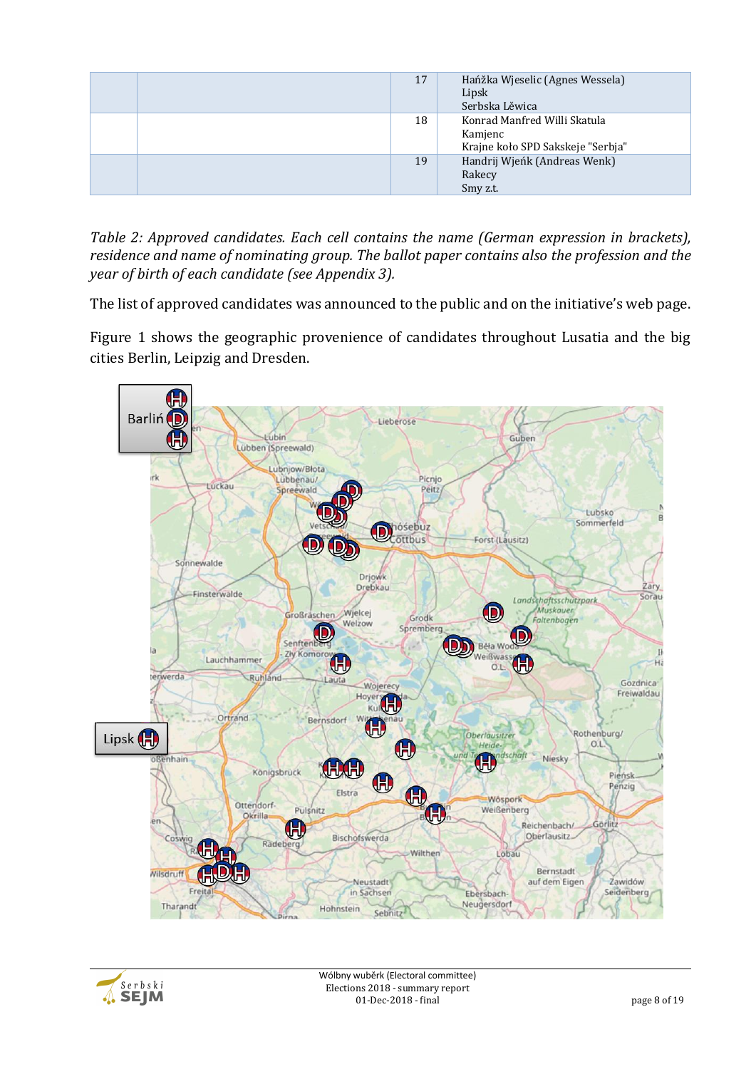| | | | |
|---|---|---|---|
| | | 17 | Haňžka Wjeselic (Agnes Wessela)<br>Lipsk<br>Serbska Lěwica |
| | | 18 | Konrad Manfred Willi Skatula<br>Kamjenc<br>Krajne koło SPD Sakskeje "Serbja" |
| | | 19 | Handrij Wjeńk (Andreas Wenk)<br>Rakecy<br>Smy z.t. |

*Table 2: Approved candidates. Each cell contains the name (German expression in brackets), residence and name of nominating group. The ballot paper contains also the profession and the year of birth of each candidate (see Appendix 3).*

The list of approved candidates was announced to the public and on the initiative's web page.

Figure 1 shows the geographic provenience of candidates throughout Lusatia and the big cities Berlin, Leipzig and Dresden.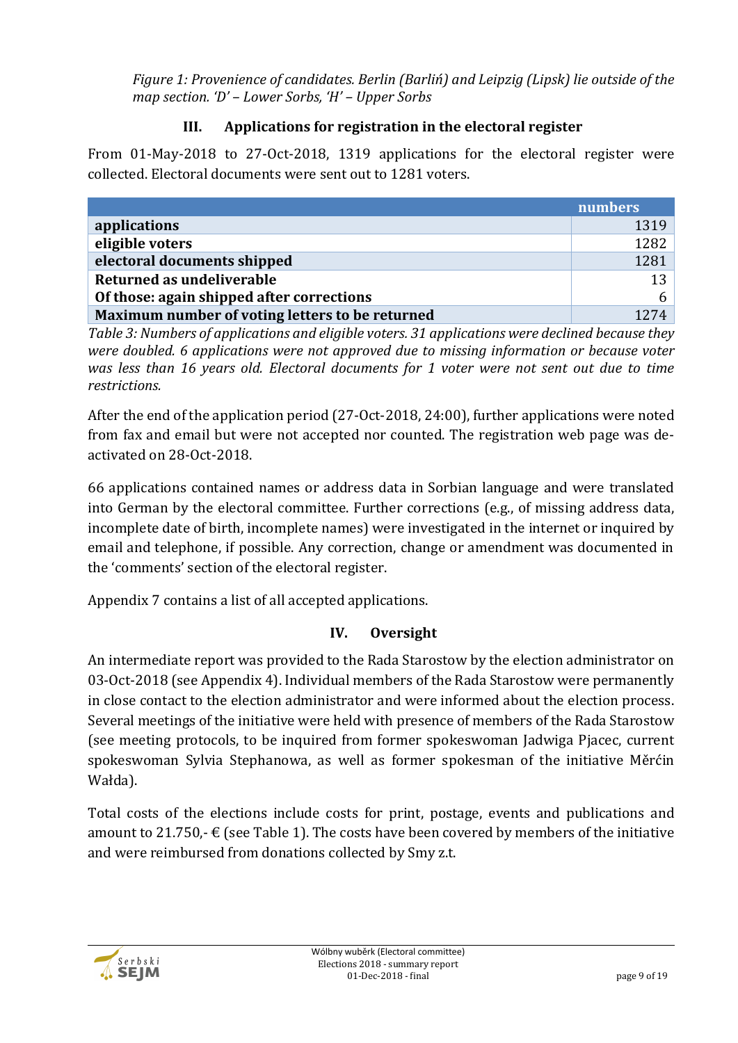*Figure 1: Provenience of candidates. Berlin (Barliń) and Leipzig (Lipsk) lie outside of the map section. 'D' – Lower Sorbs, 'H' – Upper Sorbs*

## III. Applications for registration in the electoral register

From 01-May-2018 to 27-Oct-2018, 1319 applications for the electoral register were collected. Electoral documents were sent out to 1281 voters.

| | numbers |
|---|---|
| **applications** | 1319 |
| **eligible voters** | 1282 |
| **electoral documents shipped** | 1281 |
| **Returned as undeliverable** | 13 |
| **Of those: again shipped after corrections** | 6 |
| **Maximum number of voting letters to be returned** | 1274 |

*Table 3: Numbers of applications and eligible voters. 31 applications were declined because they were doubled. 6 applications were not approved due to missing information or because voter was less than 16 years old. Electoral documents for 1 voter were not sent out due to time restrictions.*

After the end of the application period (27-Oct-2018, 24:00), further applications were noted from fax and email but were not accepted nor counted. The registration web page was de-activated on 28-Oct-2018.

66 applications contained names or address data in Sorbian language and were translated into German by the electoral committee. Further corrections (e.g., of missing address data, incomplete date of birth, incomplete names) were investigated in the internet or inquired by email and telephone, if possible. Any correction, change or amendment was documented in the 'comments' section of the electoral register.

Appendix 7 contains a list of all accepted applications.

## IV. Oversight

An intermediate report was provided to the Rada Starostow by the election administrator on 03-Oct-2018 (see Appendix 4). Individual members of the Rada Starostow were permanently in close contact to the election administrator and were informed about the election process. Several meetings of the initiative were held with presence of members of the Rada Starostow (see meeting protocols, to be inquired from former spokeswoman Jadwiga Pjacec, current spokeswoman Sylvia Stephanowa, as well as former spokesman of the initiative Měrćin Wałda).

Total costs of the elections include costs for print, postage, events and publications and amount to 21.750,- € (see Table 1). The costs have been covered by members of the initiative and were reimbursed from donations collected by Smy z.t.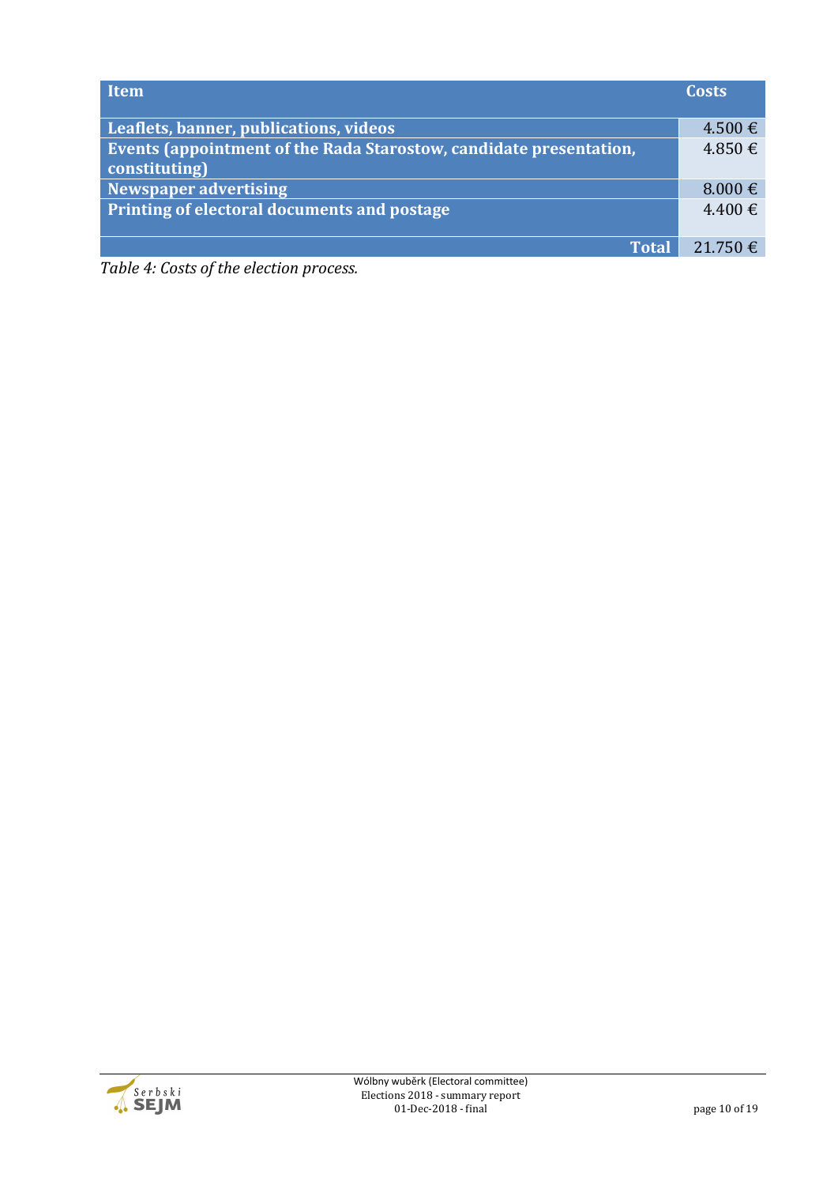| Item | Costs |
| --- | --- |
| **Leaflets, banner, publications, videos** | 4.500 € |
| **Events (appointment of the Rada Starostow, candidate presentation, constituting)** | 4.850 € |
| **Newspaper advertising** | 8.000 € |
| **Printing of electoral documents and postage** | 4.400 € |
| **Total** | 21.750 € |

*Table 4: Costs of the election process.*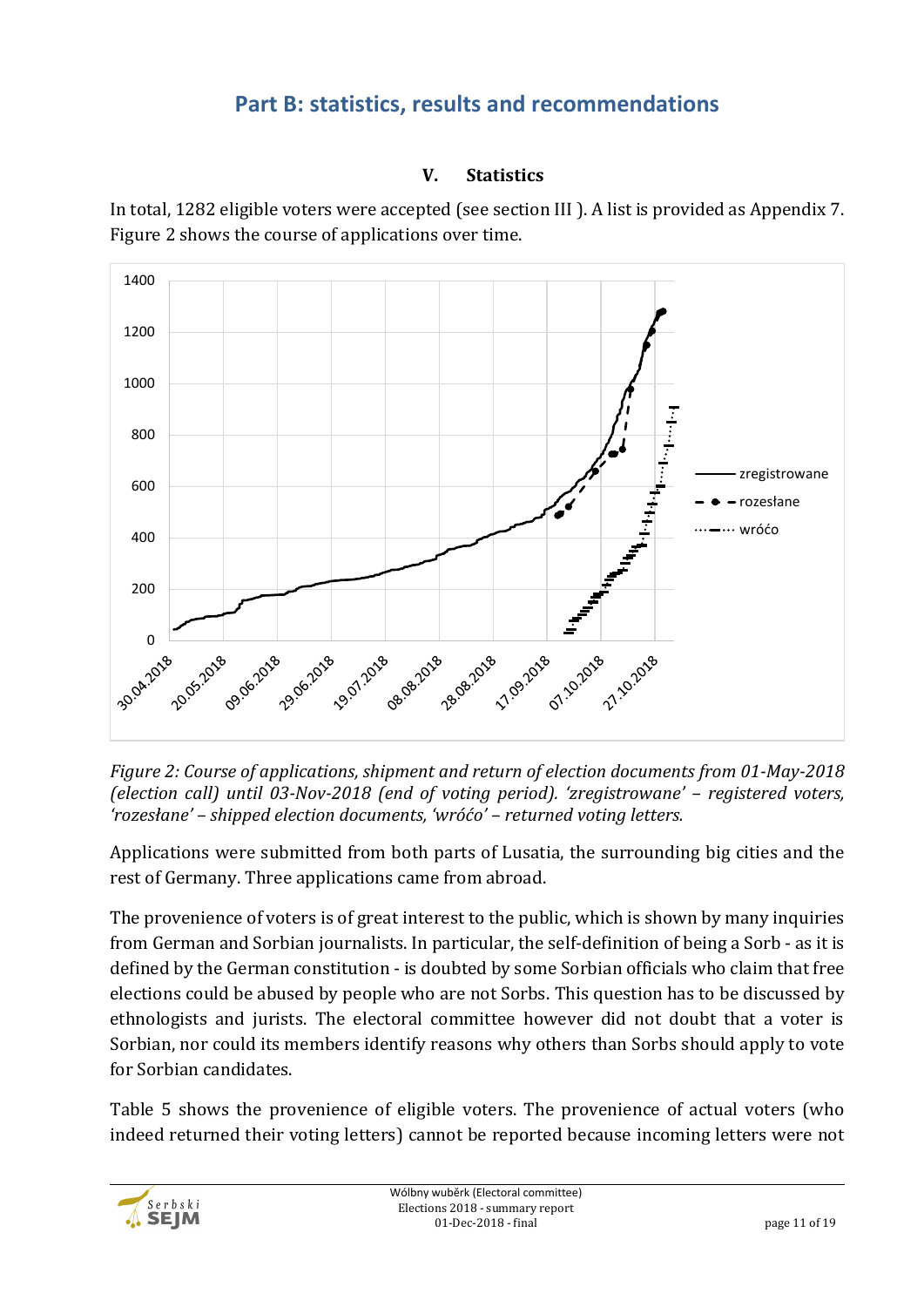## Part B: statistics, results and recommendations

### V. Statistics

In total, 1282 eligible voters were accepted (see section III ). A list is provided as Appendix 7. Figure 2 shows the course of applications over time.

1400
1200
1000
800
600
400
200
0

30.04.2018
20.05.2018
09.06.2018
29.06.2018
19.07.2018
08.08.2018
28.08.2018
17.09.2018
07.10.2018
27.10.2018

zregistrowane
rozesłane
wróćo

*Figure 2: Course of applications, shipment and return of election documents from 01-May-2018 (election call) until 03-Nov-2018 (end of voting period). 'zregistrowane' – registered voters, 'rozesłane' – shipped election documents, 'wróćo' – returned voting letters.*

Applications were submitted from both parts of Lusatia, the surrounding big cities and the rest of Germany. Three applications came from abroad.

The provenience of voters is of great interest to the public, which is shown by many inquiries from German and Sorbian journalists. In particular, the self-definition of being a Sorb - as it is defined by the German constitution - is doubted by some Sorbian officials who claim that free elections could be abused by people who are not Sorbs. This question has to be discussed by ethnologists and jurists. The electoral committee however did not doubt that a voter is Sorbian, nor could its members identify reasons why others than Sorbs should apply to vote for Sorbian candidates.

Table 5 shows the provenience of eligible voters. The provenience of actual voters (who indeed returned their voting letters) cannot be reported because incoming letters were not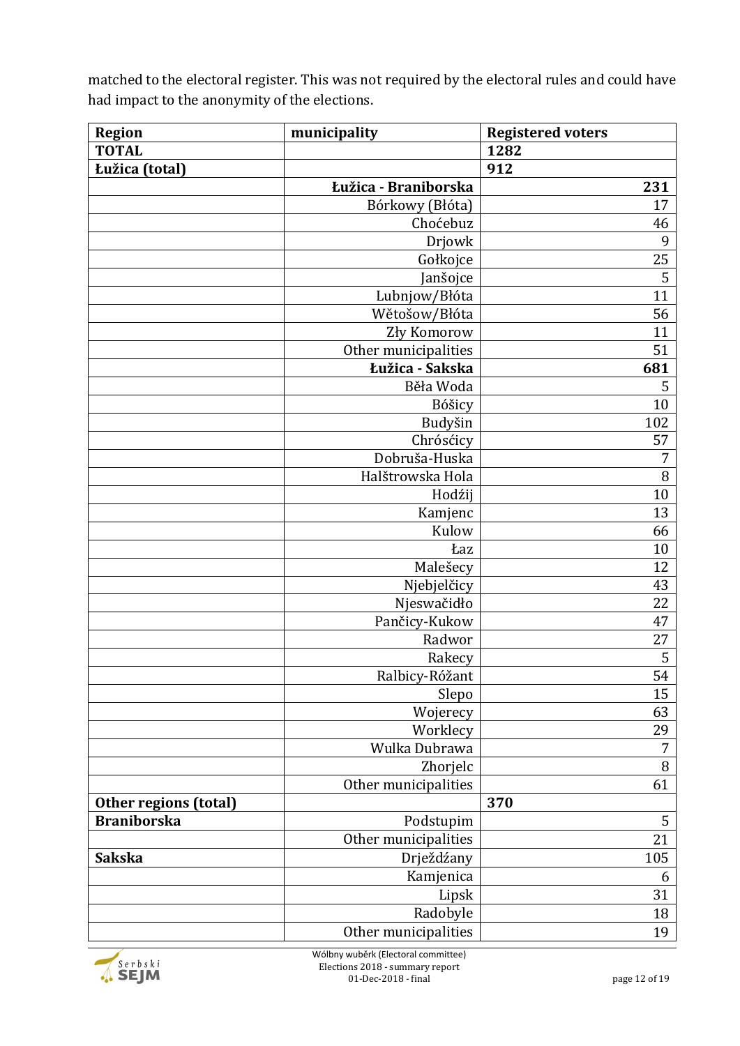matched to the electoral register. This was not required by the electoral rules and could have had impact to the anonymity of the elections.

| Region | municipality | Registered voters |
|---|---|---|
| **TOTAL** | | **1282** |
| **Łužica (total)** | | **912** |
| | **Łužica - Braniborska** | **231** |
| | Bórkowy (Błóta) | 17 |
| | Choćebuz | 46 |
| | Drjowk | 9 |
| | Gołkojce | 25 |
| | Janšojce | 5 |
| | Lubnjow/Błóta | 11 |
| | Wětošow/Błóta | 56 |
| | Zły Komorow | 11 |
| | Other municipalities | 51 |
| | **Łužica - Sakska** | **681** |
| | Běła Woda | 5 |
| | Bóšicy | 10 |
| | Budyšin | 102 |
| | Chróśćicy | 57 |
| | Dobruša-Huska | 7 |
| | Halštrowska Hola | 8 |
| | Hodźij | 10 |
| | Kamjenc | 13 |
| | Kulow | 66 |
| | Łaz | 10 |
| | Malešecy | 12 |
| | Njebjelčicy | 43 |
| | Njeswačidło | 22 |
| | Pančicy-Kukow | 47 |
| | Radwor | 27 |
| | Rakecy | 5 |
| | Ralbicy-Róžant | 54 |
| | Slepo | 15 |
| | Wojerecy | 63 |
| | Worklecy | 29 |
| | Wulka Dubrawa | 7 |
| | Zhorjelc | 8 |
| | Other municipalities | 61 |
| **Other regions (total)** | | **370** |
| **Braniborska** | Podstupim | 5 |
| | Other municipalities | 21 |
| **Sakska** | Drježdźany | 105 |
| | Kamjenica | 6 |
| | Lipsk | 31 |
| | Radobyle | 18 |
| | Other municipalities | 19 |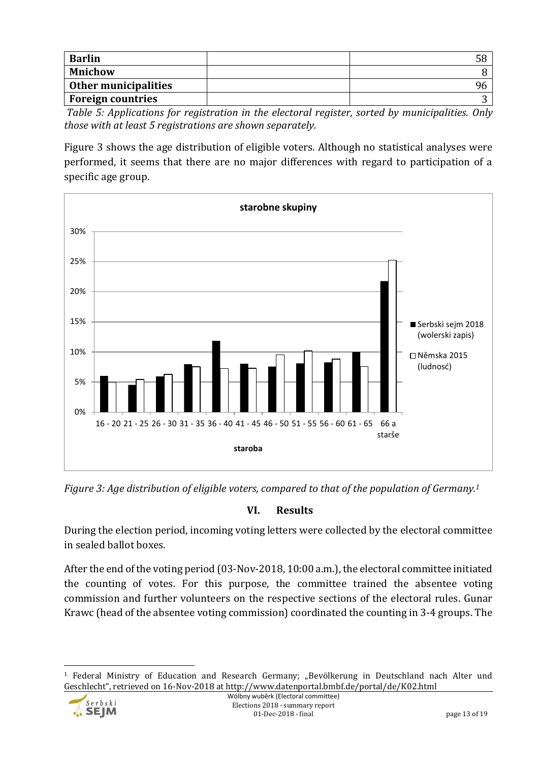| | | |
|---|---|---|
| **Barlin** | | 58 |
| **Mnichow** | | 8 |
| **Other municipalities** | | 96 |
| **Foreign countries** | | 3 |

*Table 5: Applications for registration in the electoral register, sorted by municipalities. Only those with at least 5 registrations are shown separately.*

Figure 3 shows the age distribution of eligible voters. Although no statistical analyses were performed, it seems that there are no major differences with regard to participation of a specific age group.

**starobne skupiny**

30%
25%
20%
15%
10%
5%
0%

16 - 20
21 - 25
26 - 30
31 - 35
36 - 40
41 - 45
46 - 50
51 - 55
56 - 60
61 - 65
66 a starše

**staroba**

Serbski sejm 2018 (wolerski zapis)
Němska 2015 (ludnosć)

*Figure 3: Age distribution of eligible voters, compared to that of the population of Germany.[1]*

## VI. Results

During the election period, incoming voting letters were collected by the electoral committee in sealed ballot boxes.

After the end of the voting period (03-Nov-2018, 10:00 a.m.), the electoral committee initiated the counting of votes. For this purpose, the committee trained the absentee voting commission and further volunteers on the respective sections of the electoral rules. Gunar Krawc (head of the absentee voting commission) coordinated the counting in 3-4 groups. The

[1] Federal Ministry of Education and Research Germany; „Bevölkerung in Deutschland nach Alter und Geschlecht", retrieved on 16-Nov-2018 at http://www.datenportal.bmbf.de/portal/de/K02.html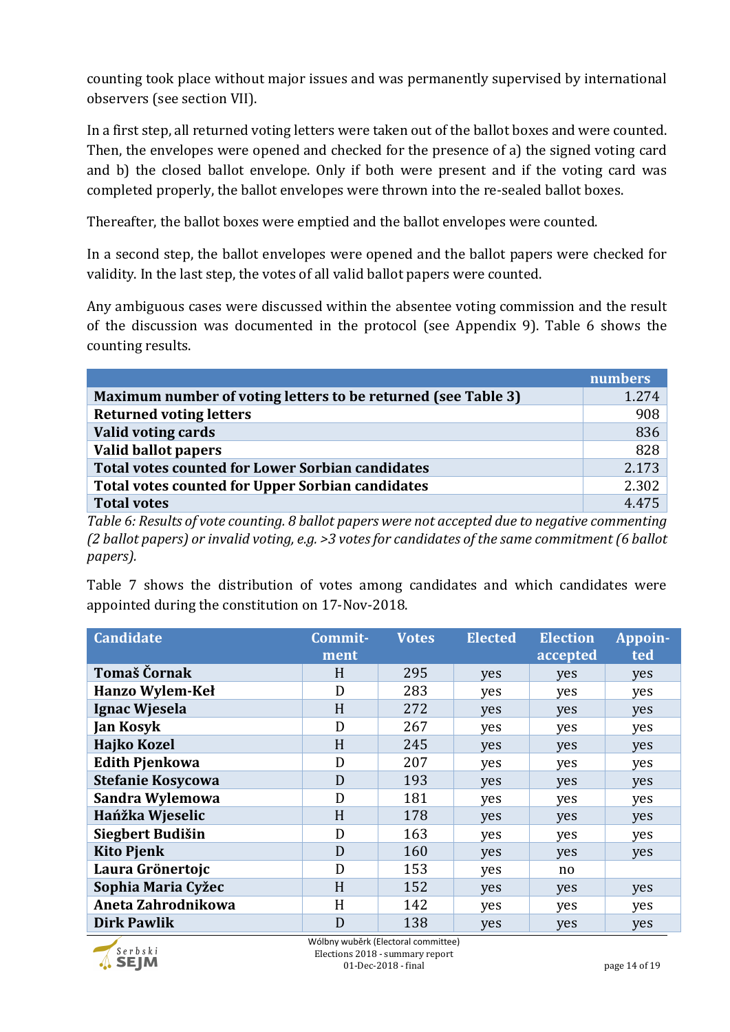counting took place without major issues and was permanently supervised by international observers (see section VII).

In a first step, all returned voting letters were taken out of the ballot boxes and were counted. Then, the envelopes were opened and checked for the presence of a) the signed voting card and b) the closed ballot envelope. Only if both were present and if the voting card was completed properly, the ballot envelopes were thrown into the re-sealed ballot boxes.

Thereafter, the ballot boxes were emptied and the ballot envelopes were counted.

In a second step, the ballot envelopes were opened and the ballot papers were checked for validity. In the last step, the votes of all valid ballot papers were counted.

Any ambiguous cases were discussed within the absentee voting commission and the result of the discussion was documented in the protocol (see Appendix 9). Table 6 shows the counting results.

| | numbers |
|---|---|
| **Maximum number of voting letters to be returned (see Table 3)** | 1.274 |
| **Returned voting letters** | 908 |
| **Valid voting cards** | 836 |
| **Valid ballot papers** | 828 |
| **Total votes counted for Lower Sorbian candidates** | 2.173 |
| **Total votes counted for Upper Sorbian candidates** | 2.302 |
| **Total votes** | 4.475 |

*Table 6: Results of vote counting. 8 ballot papers were not accepted due to negative commenting (2 ballot papers) or invalid voting, e.g. >3 votes for candidates of the same commitment (6 ballot papers).*

Table 7 shows the distribution of votes among candidates and which candidates were appointed during the constitution on 17-Nov-2018.

| Candidate | Commit-ment | Votes | Elected | Election accepted | Appoin-ted |
|---|---|---|---|---|---|
| **Tomaš Čornak** | H | 295 | yes | yes | yes |
| **Hanzo Wylem-Keł** | D | 283 | yes | yes | yes |
| **Ignac Wjesela** | H | 272 | yes | yes | yes |
| **Jan Kosyk** | D | 267 | yes | yes | yes |
| **Hajko Kozel** | H | 245 | yes | yes | yes |
| **Edith Pjenkowa** | D | 207 | yes | yes | yes |
| **Stefanie Kosycowa** | D | 193 | yes | yes | yes |
| **Sandra Wylemowa** | D | 181 | yes | yes | yes |
| **Hańžka Wjeselic** | H | 178 | yes | yes | yes |
| **Siegbert Budišin** | D | 163 | yes | yes | yes |
| **Kito Pjenk** | D | 160 | yes | yes | yes |
| **Laura Grönertojc** | D | 153 | yes | no | |
| **Sophia Maria Cyžec** | H | 152 | yes | yes | yes |
| **Aneta Zahrodnikowa** | H | 142 | yes | yes | yes |
| **Dirk Pawlik** | D | 138 | yes | yes | yes |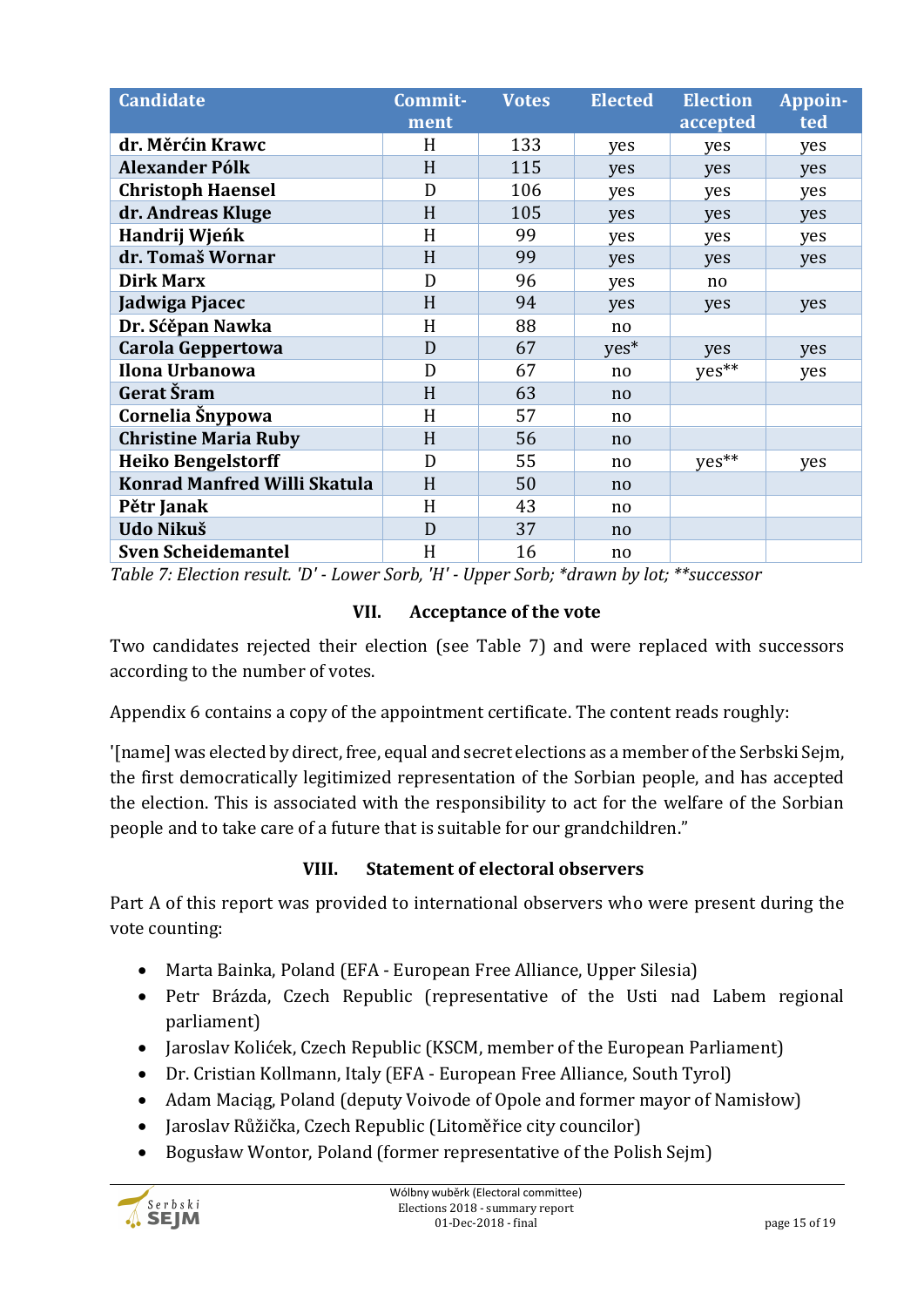| Candidate | Commit-ment | Votes | Elected | Election accepted | Appoin-ted |
|---|---|---|---|---|---|
| **dr. Měrćin Krawc** | H | 133 | yes | yes | yes |
| **Alexander Pólk** | H | 115 | yes | yes | yes |
| **Christoph Haensel** | D | 106 | yes | yes | yes |
| **dr. Andreas Kluge** | H | 105 | yes | yes | yes |
| **Handrij Wjeńk** | H | 99 | yes | yes | yes |
| **dr. Tomaš Wornar** | H | 99 | yes | yes | yes |
| **Dirk Marx** | D | 96 | yes | no | |
| **Jadwiga Pjacec** | H | 94 | yes | yes | yes |
| **Dr. Sćěpan Nawka** | H | 88 | no | | |
| **Carola Geppertowa** | D | 67 | yes* | yes | yes |
| **Ilona Urbanowa** | D | 67 | no | yes** | yes |
| **Gerat Šram** | H | 63 | no | | |
| **Cornelia Šnypowa** | H | 57 | no | | |
| **Christine Maria Ruby** | H | 56 | no | | |
| **Heiko Bengelstorff** | D | 55 | no | yes** | yes |
| **Konrad Manfred Willi Skatula** | H | 50 | no | | |
| **Pětr Janak** | H | 43 | no | | |
| **Udo Nikuš** | D | 37 | no | | |
| **Sven Scheidemantel** | H | 16 | no | | |

*Table 7: Election result. 'D' - Lower Sorb, 'H' - Upper Sorb; *drawn by lot; **successor*

## VII. Acceptance of the vote

Two candidates rejected their election (see Table 7) and were replaced with successors according to the number of votes.

Appendix 6 contains a copy of the appointment certificate. The content reads roughly:

'[name] was elected by direct, free, equal and secret elections as a member of the Serbski Sejm, the first democratically legitimized representation of the Sorbian people, and has accepted the election. This is associated with the responsibility to act for the welfare of the Sorbian people and to take care of a future that is suitable for our grandchildren."

## VIII. Statement of electoral observers

Part A of this report was provided to international observers who were present during the vote counting:

- Marta Bainka, Poland (EFA - European Free Alliance, Upper Silesia)
- Petr Brázda, Czech Republic (representative of the Usti nad Labem regional parliament)
- Jaroslav Kolićek, Czech Republic (KSCM, member of the European Parliament)
- Dr. Cristian Kollmann, Italy (EFA - European Free Alliance, South Tyrol)
- Adam Maciąg, Poland (deputy Voivode of Opole and former mayor of Namisłow)
- Jaroslav Růžička, Czech Republic (Litoměřice city councilor)
- Bogusław Wontor, Poland (former representative of the Polish Sejm)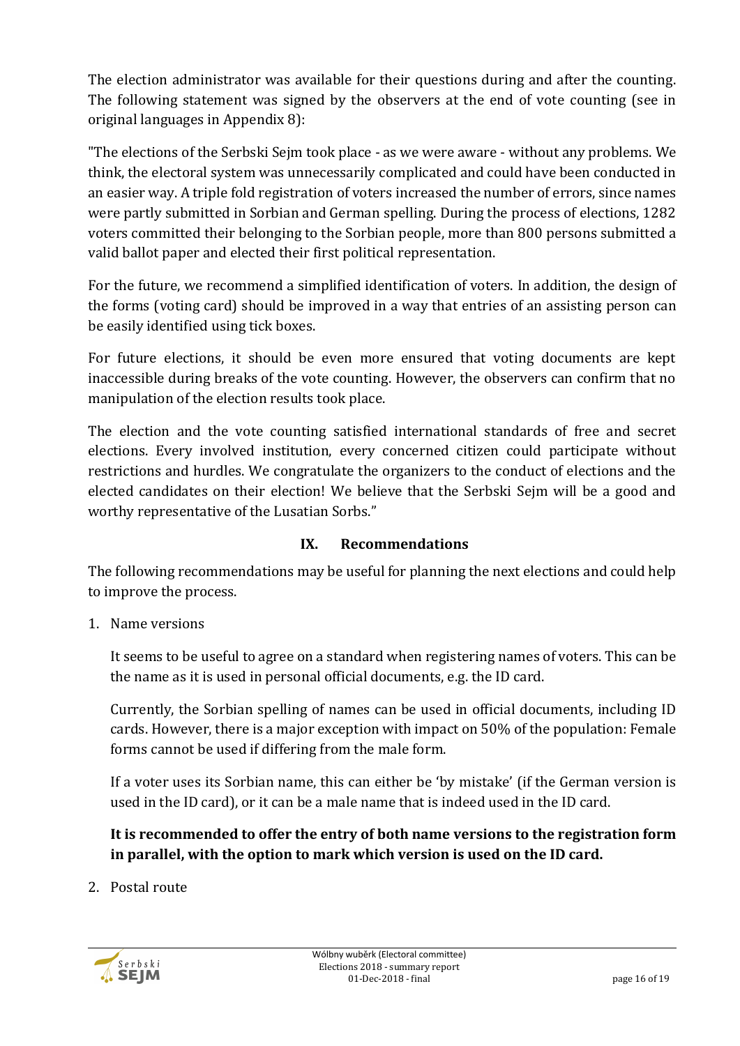The election administrator was available for their questions during and after the counting. The following statement was signed by the observers at the end of vote counting (see in original languages in Appendix 8):

"The elections of the Serbski Sejm took place - as we were aware - without any problems. We think, the electoral system was unnecessarily complicated and could have been conducted in an easier way. A triple fold registration of voters increased the number of errors, since names were partly submitted in Sorbian and German spelling. During the process of elections, 1282 voters committed their belonging to the Sorbian people, more than 800 persons submitted a valid ballot paper and elected their first political representation.

For the future, we recommend a simplified identification of voters. In addition, the design of the forms (voting card) should be improved in a way that entries of an assisting person can be easily identified using tick boxes.

For future elections, it should be even more ensured that voting documents are kept inaccessible during breaks of the vote counting. However, the observers can confirm that no manipulation of the election results took place.

The election and the vote counting satisfied international standards of free and secret elections. Every involved institution, every concerned citizen could participate without restrictions and hurdles. We congratulate the organizers to the conduct of elections and the elected candidates on their election! We believe that the Serbski Sejm will be a good and worthy representative of the Lusatian Sorbs."

## IX. Recommendations

The following recommendations may be useful for planning the next elections and could help to improve the process.

1. Name versions

   It seems to be useful to agree on a standard when registering names of voters. This can be the name as it is used in personal official documents, e.g. the ID card.

   Currently, the Sorbian spelling of names can be used in official documents, including ID cards. However, there is a major exception with impact on 50% of the population: Female forms cannot be used if differing from the male form.

   If a voter uses its Sorbian name, this can either be 'by mistake' (if the German version is used in the ID card), or it can be a male name that is indeed used in the ID card.

   **It is recommended to offer the entry of both name versions to the registration form in parallel, with the option to mark which version is used on the ID card.**

2. Postal route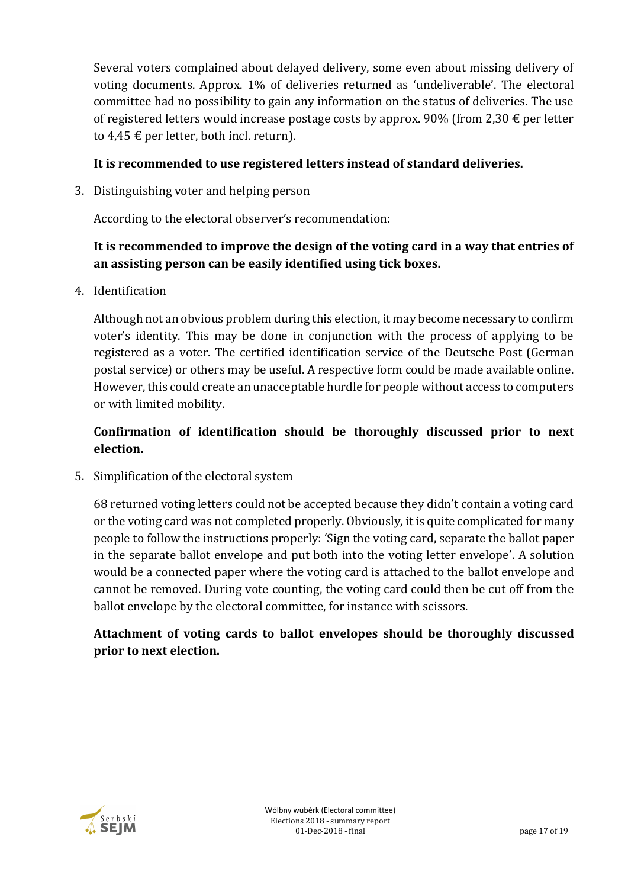Several voters complained about delayed delivery, some even about missing delivery of voting documents. Approx. 1% of deliveries returned as 'undeliverable'. The electoral committee had no possibility to gain any information on the status of deliveries. The use of registered letters would increase postage costs by approx. 90% (from 2,30 € per letter to 4,45 € per letter, both incl. return).

**It is recommended to use registered letters instead of standard deliveries.**

3. Distinguishing voter and helping person

   According to the electoral observer's recommendation:

   **It is recommended to improve the design of the voting card in a way that entries of an assisting person can be easily identified using tick boxes.**

4. Identification

   Although not an obvious problem during this election, it may become necessary to confirm voter's identity. This may be done in conjunction with the process of applying to be registered as a voter. The certified identification service of the Deutsche Post (German postal service) or others may be useful. A respective form could be made available online. However, this could create an unacceptable hurdle for people without access to computers or with limited mobility.

   **Confirmation of identification should be thoroughly discussed prior to next election.**

5. Simplification of the electoral system

   68 returned voting letters could not be accepted because they didn't contain a voting card or the voting card was not completed properly. Obviously, it is quite complicated for many people to follow the instructions properly: 'Sign the voting card, separate the ballot paper in the separate ballot envelope and put both into the voting letter envelope'. A solution would be a connected paper where the voting card is attached to the ballot envelope and cannot be removed. During vote counting, the voting card could then be cut off from the ballot envelope by the electoral committee, for instance with scissors.

   **Attachment of voting cards to ballot envelopes should be thoroughly discussed prior to next election.**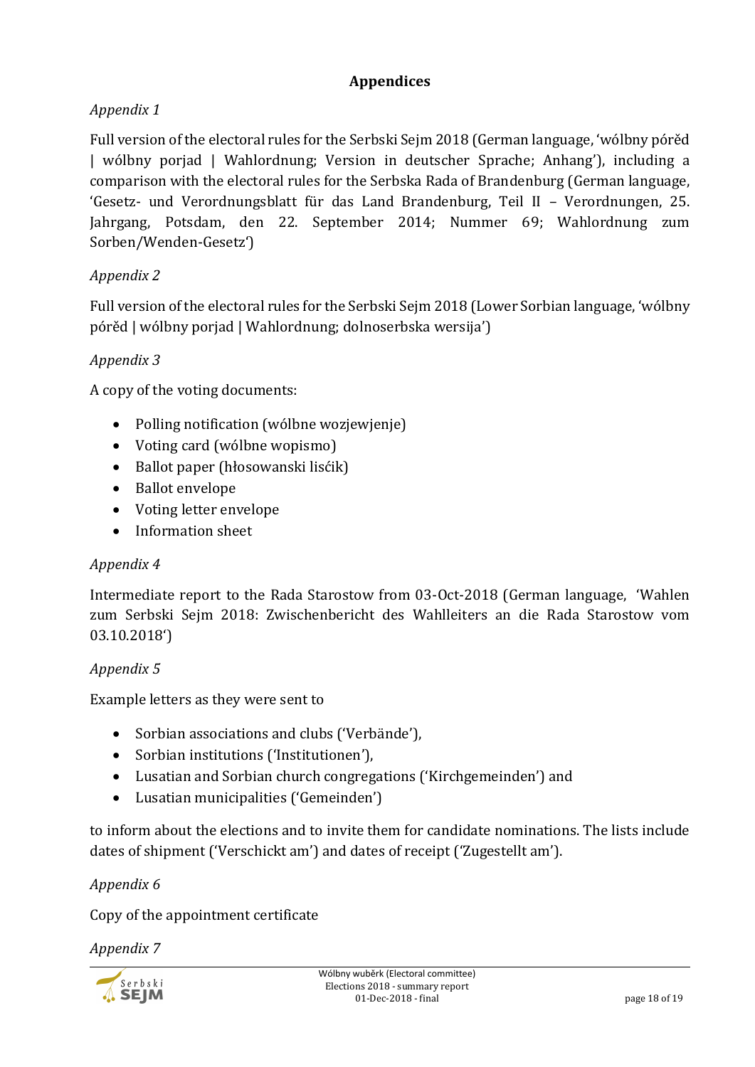**Appendices**

*Appendix 1*

Full version of the electoral rules for the Serbski Sejm 2018 (German language, 'wólbny pórěd | wólbny porjad | Wahlordnung; Version in deutscher Sprache; Anhang'), including a comparison with the electoral rules for the Serbska Rada of Brandenburg (German language, 'Gesetz- und Verordnungsblatt für das Land Brandenburg, Teil II – Verordnungen, 25. Jahrgang, Potsdam, den 22. September 2014; Nummer 69; Wahlordnung zum Sorben/Wenden-Gesetz')

*Appendix 2*

Full version of the electoral rules for the Serbski Sejm 2018 (Lower Sorbian language, 'wólbny pórěd | wólbny porjad | Wahlordnung; dolnoserbska wersija')

*Appendix 3*

A copy of the voting documents:

- Polling notification (wólbne wozjewjenje)
- Voting card (wólbne wopismo)
- Ballot paper (hłosowanski lisćik)
- Ballot envelope
- Voting letter envelope
- Information sheet

*Appendix 4*

Intermediate report to the Rada Starostow from 03-Oct-2018 (German language, 'Wahlen zum Serbski Sejm 2018: Zwischenbericht des Wahlleiters an die Rada Starostow vom 03.10.2018')

*Appendix 5*

Example letters as they were sent to

- Sorbian associations and clubs ('Verbände'),
- Sorbian institutions ('Institutionen'),
- Lusatian and Sorbian church congregations ('Kirchgemeinden') and
- Lusatian municipalities ('Gemeinden')

to inform about the elections and to invite them for candidate nominations. The lists include dates of shipment ('Verschickt am') and dates of receipt ('Zugestellt am').

*Appendix 6*

Copy of the appointment certificate

*Appendix 7*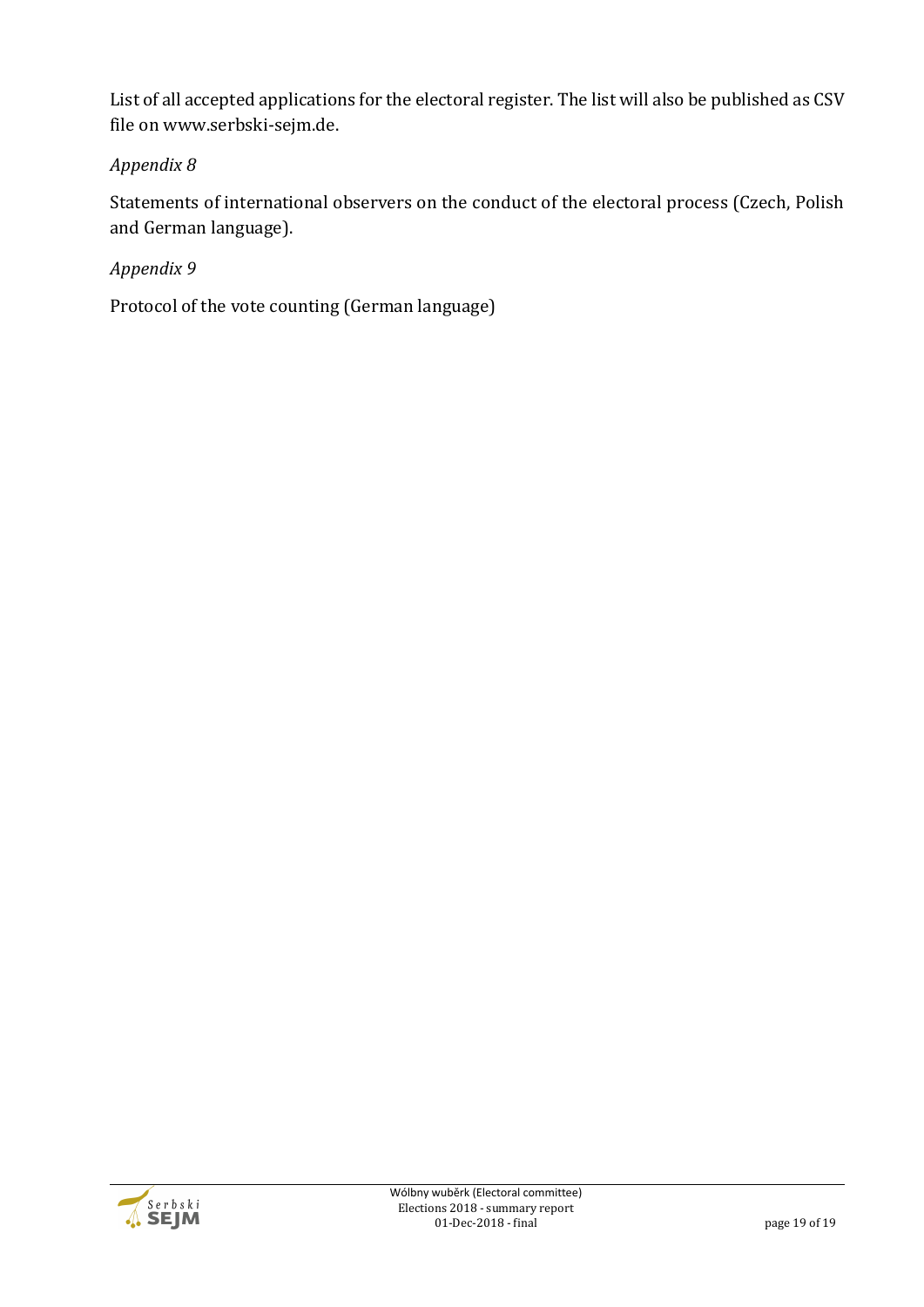List of all accepted applications for the electoral register. The list will also be published as CSV file on www.serbski-sejm.de.

*Appendix 8*

Statements of international observers on the conduct of the electoral process (Czech, Polish and German language).

*Appendix 9*

Protocol of the vote counting (German language)